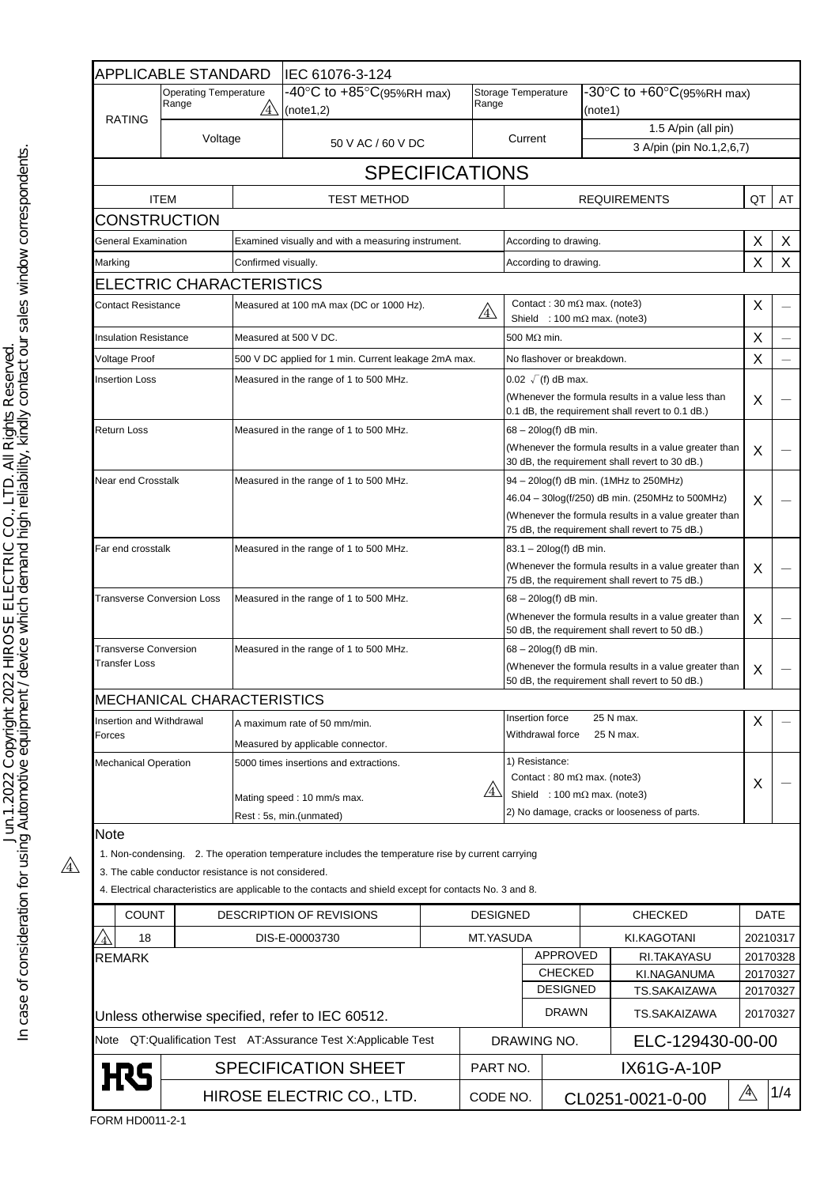In case of consideration for using Automotive equipment / device which demand high reliability, kindly contact our sales window correspondents.
Jun.1.2022 Copyright 2022 HIROSE ELECTRIC CO., LTD. All Rights Reserved.

| APPLICABLE STANDARD | | IEC 61076-3-124 | | |
|---|---|---|---|---|
| RATING | Operating Temperature Range ⚠4 | -40°C to +85°C(95%RH max) (note1,2) | Storage Temperature Range | -30°C to +60°C(95%RH max) (note1) |
| | Voltage | 50 V AC / 60 V DC | Current | 1.5 A/pin (all pin)<br>3 A/pin (pin No.1,2,6,7) |

## SPECIFICATIONS

| ITEM | TEST METHOD | REQUIREMENTS | QT | AT |
|---|---|---|---|---|
| **CONSTRUCTION** | | | | |
| General Examination | Examined visually and with a measuring instrument. | According to drawing. | X | X |
| Marking | Confirmed visually. | According to drawing. | X | X |
| **ELECTRIC CHARACTERISTICS** | | | | |
| Contact Resistance | Measured at 100 mA max (DC or 1000 Hz). ⚠4 | Contact : 30 mΩ max. (note3)<br>Shield : 100 mΩ max. (note3) | X | — |
| Insulation Resistance | Measured at 500 V DC. | 500 MΩ min. | X | — |
| Voltage Proof | 500 V DC applied for 1 min. Current leakage 2mA max. | No flashover or breakdown. | X | — |
| Insertion Loss | Measured in the range of 1 to 500 MHz. | 0.02 √(f) dB max.<br>(Whenever the formula results in a value less than 0.1 dB, the requirement shall revert to 0.1 dB.) | X | — |
| Return Loss | Measured in the range of 1 to 500 MHz. | 68 – 20log(f) dB min.<br>(Whenever the formula results in a value greater than 30 dB, the requirement shall revert to 30 dB.) | X | — |
| Near end Crosstalk | Measured in the range of 1 to 500 MHz. | 94 – 20log(f) dB min. (1MHz to 250MHz)<br>46.04 – 30log(f/250) dB min. (250MHz to 500MHz)<br>(Whenever the formula results in a value greater than 75 dB, the requirement shall revert to 75 dB.) | X | — |
| Far end crosstalk | Measured in the range of 1 to 500 MHz. | 83.1 – 20log(f) dB min.<br>(Whenever the formula results in a value greater than 75 dB, the requirement shall revert to 75 dB.) | X | — |
| Transverse Conversion Loss | Measured in the range of 1 to 500 MHz. | 68 – 20log(f) dB min.<br>(Whenever the formula results in a value greater than 50 dB, the requirement shall revert to 50 dB.) | X | — |
| Transverse Conversion Transfer Loss | Measured in the range of 1 to 500 MHz. | 68 – 20log(f) dB min.<br>(Whenever the formula results in a value greater than 50 dB, the requirement shall revert to 50 dB.) | X | — |
| **MECHANICAL CHARACTERISTICS** | | | | |
| Insertion and Withdrawal Forces | A maximum rate of 50 mm/min.<br>Measured by applicable connector. | Insertion force 25 N max.<br>Withdrawal force 25 N max. | X | — |
| Mechanical Operation | 5000 times insertions and extractions.<br>Mating speed : 10 mm/s max.<br>Rest : 5s, min.(unmated) ⚠4 | 1) Resistance:<br>Contact : 80 mΩ max. (note3)<br>Shield : 100 mΩ max. (note3)<br>2) No damage, cracks or looseness of parts. | X | — |

**Note**

1. Non-condensing. 2. The operation temperature includes the temperature rise by current carrying
3. The cable conductor resistance is not considered. ⚠4
4. Electrical characteristics are applicable to the contacts and shield except for contacts No. 3 and 8.

| | COUNT | DESCRIPTION OF REVISIONS | DESIGNED | CHECKED | DATE |
|---|---|---|---|---|---|
| ⚠4 | 18 | DIS-E-00003730 | MT.YASUDA | KI.KAGOTANI | 20210317 |

| REMARK | | | |
|---|---|---|---|
| | APPROVED | RI.TAKAYASU | 20170328 |
| | CHECKED | KI.NAGANUMA | 20170327 |
| | DESIGNED | TS.SAKAIZAWA | 20170327 |
| Unless otherwise specified, refer to IEC 60512. | DRAWN | TS.SAKAIZAWA | 20170327 |
| Note QT:Qualification Test AT:Assurance Test X:Applicable Test | DRAWING NO. | ELC-129430-00-00 | |
| HRS — SPECIFICATION SHEET | PART NO. | IX61G-A-10P | |
| HIROSE ELECTRIC CO., LTD. | CODE NO. | CL0251-0021-0-00 | ⚠4 |

FORM HD0011-2-1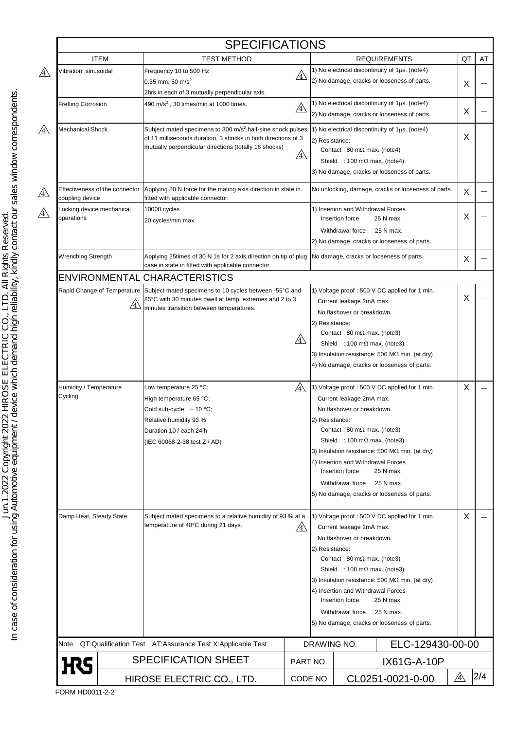# SPECIFICATIONS

| ITEM | TEST METHOD | REQUIREMENTS | QT | AT |
|---|---|---|---|---|
| Vibration ,sinusoidal | Frequency 10 to 500 Hz<br>0.35 mm, 50 m/s$^2$<br>2hrs in each of 3 mutually perpendicular axis. | 1) No electrical discontinuity of 1μs. (note4)<br>2) No damage, cracks or looseness of parts. | X | — |
| Fretting Corrosion | 490 m/s$^2$ , 30 times/min at 1000 times. | 1) No electrical discontinuity of 1μs. (note4)<br>2) No damage, cracks or looseness of parts. | X | — |
| Mechanical Shock | Subject mated specimens to 300 m/s$^2$ half-sine shock pulses of 11 milliseconds duration, 3 shocks in both directions of 3 mutually perpendicular directions (totally 18 shocks) | 1) No electrical discontinuity of 1μs. (note4)<br>2) Resistance:<br>Contact : 80 mΩ max. (note4)<br>Shield : 100 mΩ max. (note4)<br>3) No damage, cracks or looseness of parts. | X | — |
| Effectiveness of the connector coupling device | Applying 80 N force for the mating axis direction in state in fitted with applicable connector. | No unlocking, damage, cracks or looseness of parts. | X | — |
| Locking device mechanical operations | 10000 cycles<br>20 cycles/min max | 1) Insertion and Withdrawal Forces<br>Insertion force 25 N max.<br>Withdrawal force 25 N max.<br>2) No damage, cracks or looseness of parts. | X | — |
| Wrenching Strength | Applying 25times of 30 N 1s for 2 axis direction on tip of plug case in state in fitted with applicable connector. | No damage, cracks or looseness of parts. | X | — |
| **ENVIRONMENTAL CHARACTERISTICS** | | | | |
| Rapid Change of Temperature | Subject mated specimens to 10 cycles between -55°C and 85°C with 30 minutes dwell at temp. extremes and 2 to 3 minutes transition between temperatures. | 1) Voltage proof : 500 V DC applied for 1 min.<br>Current leakage 2mA max.<br>No flashover or breakdown.<br>2) Resistance:<br>Contact : 80 mΩ max. (note3)<br>Shield : 100 mΩ max. (note3)<br>3) Insulation resistance: 500 MΩ min. (at dry)<br>4) No damage, cracks or looseness of parts. | X | — |
| Humidity / Temperature Cycling | Low temperature 25 °C;<br>High temperature 65 °C;<br>Cold sub-cycle − 10 °C;<br>Relative humidity 93 %<br>Duration 10 / each 24 h<br>(IEC 60068-2-38,test Z / AD) | 1) Voltage proof : 500 V DC applied for 1 min.<br>Current leakage 2mA max.<br>No flashover or breakdown.<br>2) Resistance:<br>Contact : 80 mΩ max. (note3)<br>Shield : 100 mΩ max. (note3)<br>3) Insulation resistance: 500 MΩ min. (at dry)<br>4) Insertion and Withdrawal Forces<br>Insertion force 25 N max.<br>Withdrawal force 25 N max.<br>5) No damage, cracks or looseness of parts. | X | — |
| Damp Heat, Steady State | Subject mated specimens to a relative humidity of 93 % at a temperature of 40°C during 21 days. | 1) Voltage proof : 500 V DC applied for 1 min.<br>Current leakage 2mA max.<br>No flashover or breakdown.<br>2) Resistance:<br>Contact : 80 mΩ max. (note3)<br>Shield : 100 mΩ max. (note3)<br>3) Insulation resistance: 500 MΩ min. (at dry)<br>4) Insertion and Withdrawal Forces<br>Insertion force 25 N max.<br>Withdrawal force 25 N max.<br>5) No damage, cracks or looseness of parts. | X | — |

Note QT:Qualification Test AT:Assurance Test X:Applicable Test

| | | | |
|---|---|---|---|
| HRS | SPECIFICATION SHEET | DRAWING NO. | ELC-129430-00-00 |
| | | PART NO. | IX61G-A-10P |
| | HIROSE ELECTRIC CO., LTD. | CODE NO | CL0251-0021-0-00 |

FORM HD0011-2-2

Jun.1.2022 Copyright 2022 HIROSE ELECTRIC CO., LTD. All Rights Reserved.
In case of consideration for using Automotive equipment / device which demand high reliability, kindly contact our sales window correspondents.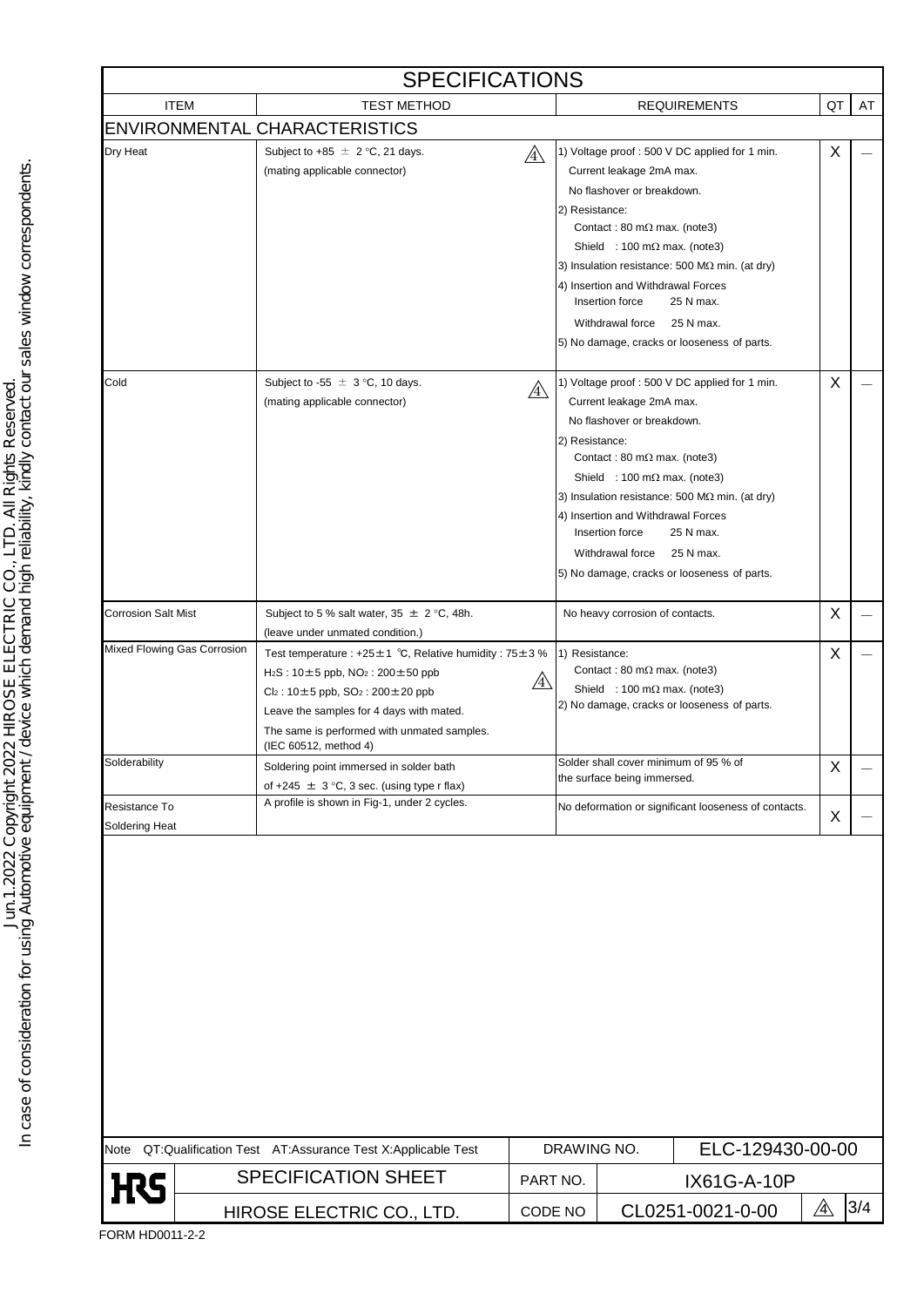# SPECIFICATIONS

| ITEM | TEST METHOD | REQUIREMENTS | QT | AT |
|---|---|---|---|---|
| **ENVIRONMENTAL CHARACTERISTICS** | | | | |
| Dry Heat | Subject to +85 ± 2 °C, 21 days. (mating applicable connector) △4 | 1) Voltage proof : 500 V DC applied for 1 min. Current leakage 2mA max. No flashover or breakdown. 2) Resistance: Contact : 80 mΩ max. (note3) Shield : 100 mΩ max. (note3) 3) Insulation resistance: 500 MΩ min. (at dry) 4) Insertion and Withdrawal Forces Insertion force 25 N max. Withdrawal force 25 N max. 5) No damage, cracks or looseness of parts. | X | — |
| Cold | Subject to -55 ± 3 °C, 10 days. (mating applicable connector) △4 | 1) Voltage proof : 500 V DC applied for 1 min. Current leakage 2mA max. No flashover or breakdown. 2) Resistance: Contact : 80 mΩ max. (note3) Shield : 100 mΩ max. (note3) 3) Insulation resistance: 500 MΩ min. (at dry) 4) Insertion and Withdrawal Forces Insertion force 25 N max. Withdrawal force 25 N max. 5) No damage, cracks or looseness of parts. | X | — |
| Corrosion Salt Mist | Subject to 5 % salt water, 35 ± 2 °C, 48h. (leave under unmated condition.) | No heavy corrosion of contacts. | X | — |
| Mixed Flowing Gas Corrosion | Test temperature : +25±1 ℃, Relative humidity : 75±3 % $H_2S$ : 10±5 ppb, $NO_2$ : 200±50 ppb $Cl_2$ : 10±5 ppb, $SO_2$ : 200±20 ppb △4 Leave the samples for 4 days with mated. The same is performed with unmated samples. (IEC 60512, method 4) | 1) Resistance: Contact : 80 mΩ max. (note3) Shield : 100 mΩ max. (note3) 2) No damage, cracks or looseness of parts. | X | — |
| Solderability | Soldering point immersed in solder bath of +245 ± 3 °C, 3 sec. (using type r flax) | Solder shall cover minimum of 95 % of the surface being immersed. | X | — |
| Resistance To Soldering Heat | A profile is shown in Fig-1, under 2 cycles. | No deformation or significant looseness of contacts. | X | — |

Note QT:Qualification Test AT:Assurance Test X:Applicable Test

| | | | |
|---|---|---|---|
| HRS | SPECIFICATION SHEET | DRAWING NO. | ELC-129430-00-00 |
| | | PART NO. | IX61G-A-10P |
| | HIROSE ELECTRIC CO., LTD. | CODE NO | CL0251-0021-0-00 △4 |

FORM HD0011-2-2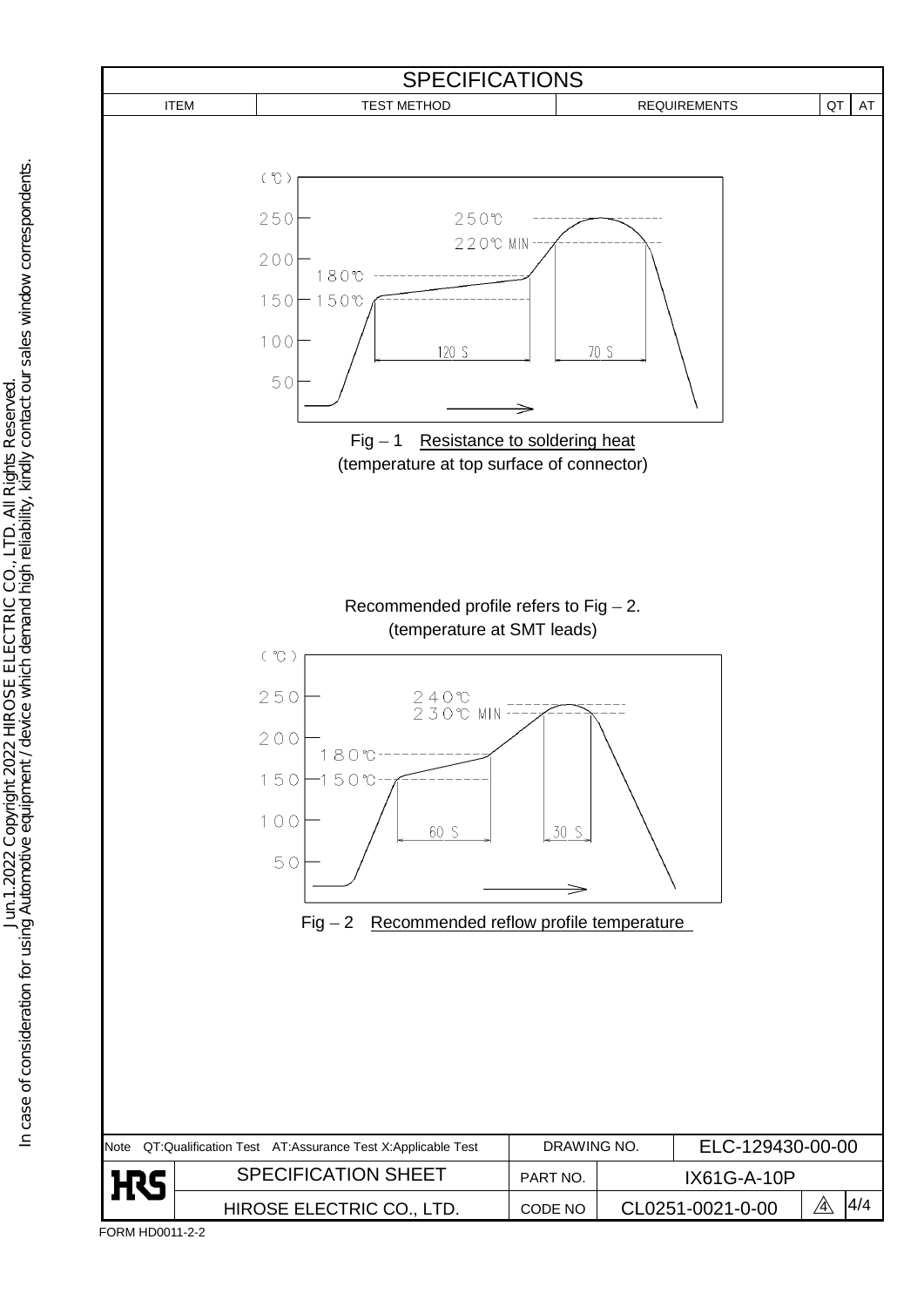# SPECIFICATIONS

| ITEM | TEST METHOD | REQUIREMENTS | QT | AT |
|---|---|---|---|---|

(℃)

250

200

150

100

50

250℃

220℃ MIN

180℃

150℃

120 S

70 S

Fig－1　Resistance to soldering heat
(temperature at top surface of connector)

Recommended profile refers to Fig－2.
(temperature at SMT leads)

(℃)

250

200

150

100

50

240℃

230℃ MIN

180℃

150℃

60 S

30 S

Fig－2　Recommended reflow profile temperature

Note　QT:Qualification Test　AT:Assurance Test X:Applicable Test

| | | | |
|---|---|---|---|
| DRAWING NO. | ELC-129430-00-00 | | |
| SPECIFICATION SHEET | PART NO. | IX61G-A-10P | |
| HIROSE ELECTRIC CO., LTD. | CODE NO | CL0251-0021-0-00 | 4 |

FORM HD0011-2-2

Jun.1.2022 Copyright 2022 HIROSE ELECTRIC CO., LTD. All Rights Reserved.
In case of consideration for using Automotive equipment / device which demand high reliability, kindly contact our sales window correspondents.